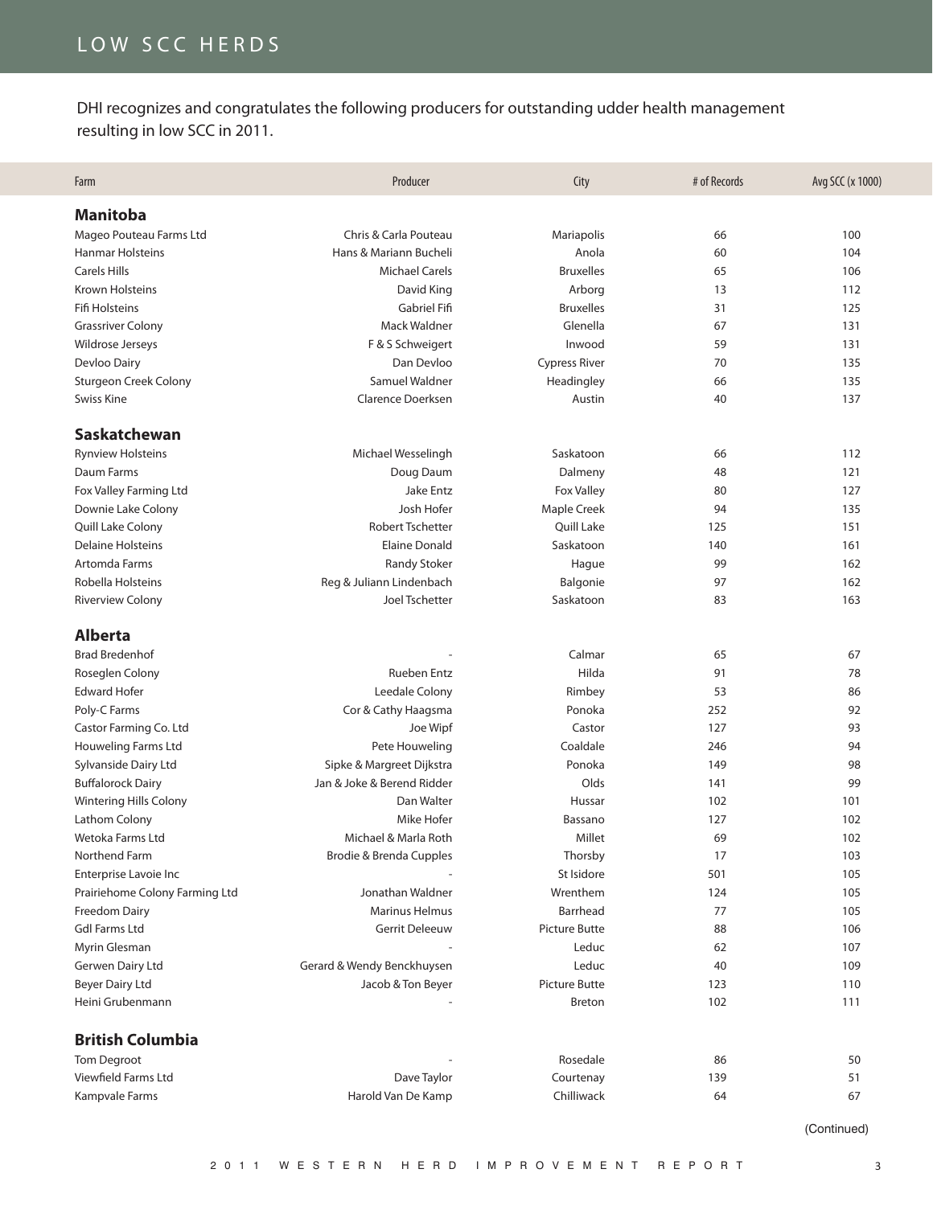# LOW SCC HERDS

DHI recognizes and congratulates the following producers for outstanding udder health management resulting in low SCC in 2011.

| Farm | Producer | City | # of Records | Avg SCC (x 1000) |
|---|---|---|---|---|
| **Manitoba** | | | | |
| Mageo Pouteau Farms Ltd | Chris & Carla Pouteau | Mariapolis | 66 | 100 |
| Hanmar Holsteins | Hans & Mariann Bucheli | Anola | 60 | 104 |
| Carels Hills | Michael Carels | Bruxelles | 65 | 106 |
| Krown Holsteins | David King | Arborg | 13 | 112 |
| Fifi Holsteins | Gabriel Fifi | Bruxelles | 31 | 125 |
| Grassriver Colony | Mack Waldner | Glenella | 67 | 131 |
| Wildrose Jerseys | F & S Schweigert | Inwood | 59 | 131 |
| Devloo Dairy | Dan Devloo | Cypress River | 70 | 135 |
| Sturgeon Creek Colony | Samuel Waldner | Headingley | 66 | 135 |
| Swiss Kine | Clarence Doerksen | Austin | 40 | 137 |
| **Saskatchewan** | | | | |
| Rynview Holsteins | Michael Wesselingh | Saskatoon | 66 | 112 |
| Daum Farms | Doug Daum | Dalmeny | 48 | 121 |
| Fox Valley Farming Ltd | Jake Entz | Fox Valley | 80 | 127 |
| Downie Lake Colony | Josh Hofer | Maple Creek | 94 | 135 |
| Quill Lake Colony | Robert Tschetter | Quill Lake | 125 | 151 |
| Delaine Holsteins | Elaine Donald | Saskatoon | 140 | 161 |
| Artomda Farms | Randy Stoker | Hague | 99 | 162 |
| Robella Holsteins | Reg & Juliann Lindenbach | Balgonie | 97 | 162 |
| Riverview Colony | Joel Tschetter | Saskatoon | 83 | 163 |
| **Alberta** | | | | |
| Brad Bredenhof | - | Calmar | 65 | 67 |
| Roseglen Colony | Rueben Entz | Hilda | 91 | 78 |
| Edward Hofer | Leedale Colony | Rimbey | 53 | 86 |
| Poly-C Farms | Cor & Cathy Haagsma | Ponoka | 252 | 92 |
| Castor Farming Co. Ltd | Joe Wipf | Castor | 127 | 93 |
| Houweling Farms Ltd | Pete Houweling | Coaldale | 246 | 94 |
| Sylvanside Dairy Ltd | Sipke & Margreet Dijkstra | Ponoka | 149 | 98 |
| Buffalorock Dairy | Jan & Joke & Berend Ridder | Olds | 141 | 99 |
| Wintering Hills Colony | Dan Walter | Hussar | 102 | 101 |
| Lathom Colony | Mike Hofer | Bassano | 127 | 102 |
| Wetoka Farms Ltd | Michael & Marla Roth | Millet | 69 | 102 |
| Northend Farm | Brodie & Brenda Cupples | Thorsby | 17 | 103 |
| Enterprise Lavoie Inc | - | St Isidore | 501 | 105 |
| Prairiehome Colony Farming Ltd | Jonathan Waldner | Wrenthem | 124 | 105 |
| Freedom Dairy | Marinus Helmus | Barrhead | 77 | 105 |
| Gdl Farms Ltd | Gerrit Deleeuw | Picture Butte | 88 | 106 |
| Myrin Glesman | - | Leduc | 62 | 107 |
| Gerwen Dairy Ltd | Gerard & Wendy Benckhuysen | Leduc | 40 | 109 |
| Beyer Dairy Ltd | Jacob & Ton Beyer | Picture Butte | 123 | 110 |
| Heini Grubenmann | - | Breton | 102 | 111 |
| **British Columbia** | | | | |
| Tom Degroot | - | Rosedale | 86 | 50 |
| Viewfield Farms Ltd | Dave Taylor | Courtenay | 139 | 51 |
| Kampvale Farms | Harold Van De Kamp | Chilliwack | 64 | 67 |

(Continued)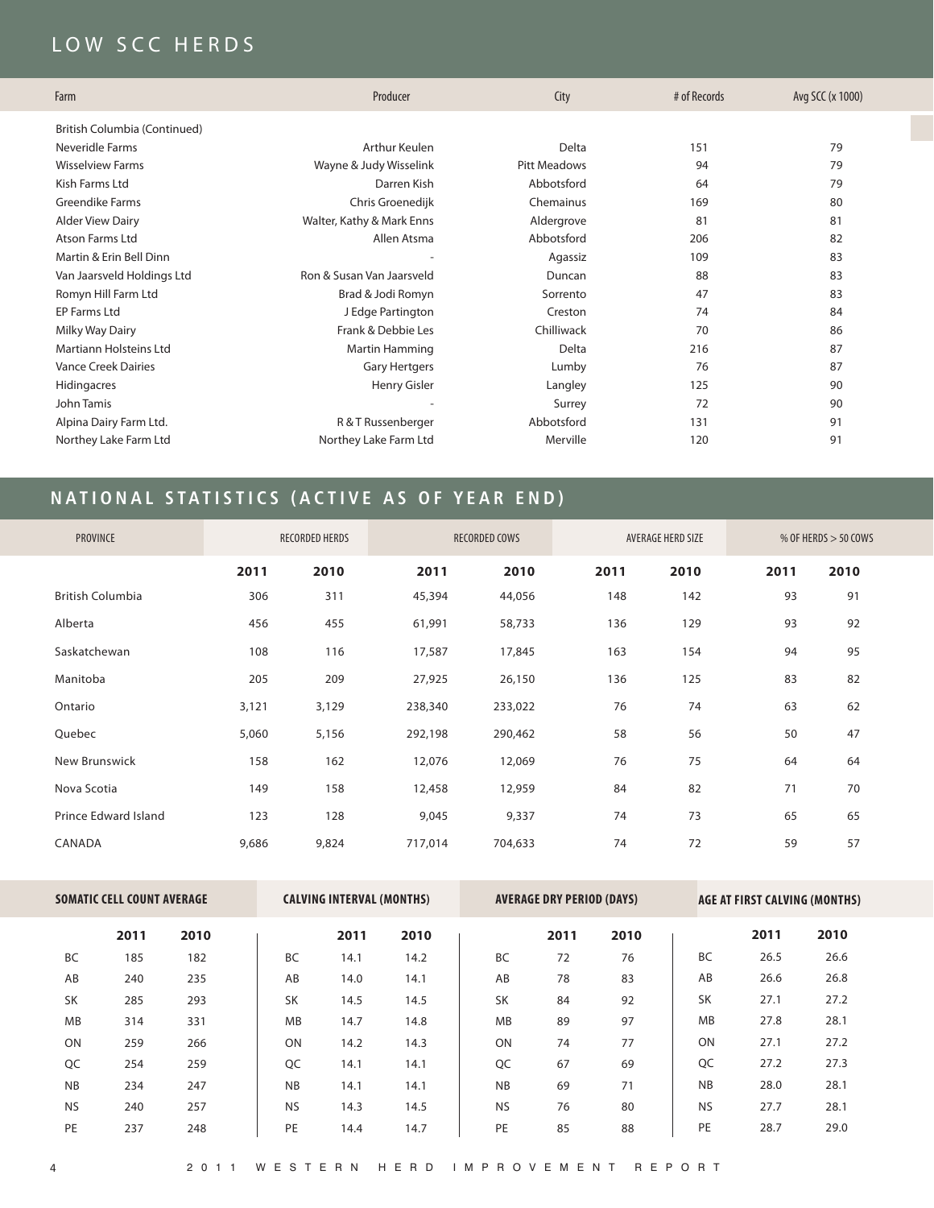## LOW SCC HERDS

| Farm | Producer | City | # of Records | Avg SCC (x 1000) |
|---|---|---|---|---|
| British Columbia (Continued) | | | | |
| Neveridle Farms | Arthur Keulen | Delta | 151 | 79 |
| Wisselview Farms | Wayne & Judy Wisselink | Pitt Meadows | 94 | 79 |
| Kish Farms Ltd | Darren Kish | Abbotsford | 64 | 79 |
| Greendike Farms | Chris Groenedijk | Chemainus | 169 | 80 |
| Alder View Dairy | Walter, Kathy & Mark Enns | Aldergrove | 81 | 81 |
| Atson Farms Ltd | Allen Atsma | Abbotsford | 206 | 82 |
| Martin & Erin Bell Dinn | - | Agassiz | 109 | 83 |
| Van Jaarsveld Holdings Ltd | Ron & Susan Van Jaarsveld | Duncan | 88 | 83 |
| Romyn Hill Farm Ltd | Brad & Jodi Romyn | Sorrento | 47 | 83 |
| EP Farms Ltd | J Edge Partington | Creston | 74 | 84 |
| Milky Way Dairy | Frank & Debbie Les | Chilliwack | 70 | 86 |
| Martiann Holsteins Ltd | Martin Hamming | Delta | 216 | 87 |
| Vance Creek Dairies | Gary Hertgers | Lumby | 76 | 87 |
| Hidingacres | Henry Gisler | Langley | 125 | 90 |
| John Tamis | - | Surrey | 72 | 90 |
| Alpina Dairy Farm Ltd. | R & T Russenberger | Abbotsford | 131 | 91 |
| Northey Lake Farm Ltd | Northey Lake Farm Ltd | Merville | 120 | 91 |

## NATIONAL STATISTICS (ACTIVE AS OF YEAR END)

| Province | Recorded Herds | | Recorded Cows | | Average Herd Size | | % of Herds > 50 Cows | |
|---|---|---|---|---|---|---|---|---|
| | 2011 | 2010 | 2011 | 2010 | 2011 | 2010 | 2011 | 2010 |
| British Columbia | 306 | 311 | 45,394 | 44,056 | 148 | 142 | 93 | 91 |
| Alberta | 456 | 455 | 61,991 | 58,733 | 136 | 129 | 93 | 92 |
| Saskatchewan | 108 | 116 | 17,587 | 17,845 | 163 | 154 | 94 | 95 |
| Manitoba | 205 | 209 | 27,925 | 26,150 | 136 | 125 | 83 | 82 |
| Ontario | 3,121 | 3,129 | 238,340 | 233,022 | 76 | 74 | 63 | 62 |
| Quebec | 5,060 | 5,156 | 292,198 | 290,462 | 58 | 56 | 50 | 47 |
| New Brunswick | 158 | 162 | 12,076 | 12,069 | 76 | 75 | 64 | 64 |
| Nova Scotia | 149 | 158 | 12,458 | 12,959 | 84 | 82 | 71 | 70 |
| Prince Edward Island | 123 | 128 | 9,045 | 9,337 | 74 | 73 | 65 | 65 |
| CANADA | 9,686 | 9,824 | 717,014 | 704,633 | 74 | 72 | 59 | 57 |

**SOMATIC CELL COUNT AVERAGE**

| | 2011 | 2010 |
|---|---|---|
| BC | 185 | 182 |
| AB | 240 | 235 |
| SK | 285 | 293 |
| MB | 314 | 331 |
| ON | 259 | 266 |
| QC | 254 | 259 |
| NB | 234 | 247 |
| NS | 240 | 257 |
| PE | 237 | 248 |

**CALVING INTERVAL (MONTHS)**

| | 2011 | 2010 |
|---|---|---|
| BC | 14.1 | 14.2 |
| AB | 14.0 | 14.1 |
| SK | 14.5 | 14.5 |
| MB | 14.7 | 14.8 |
| ON | 14.2 | 14.3 |
| QC | 14.1 | 14.1 |
| NB | 14.1 | 14.1 |
| NS | 14.3 | 14.5 |
| PE | 14.4 | 14.7 |

**AVERAGE DRY PERIOD (DAYS)**

| | 2011 | 2010 |
|---|---|---|
| BC | 72 | 76 |
| AB | 78 | 83 |
| SK | 84 | 92 |
| MB | 89 | 97 |
| ON | 74 | 77 |
| QC | 67 | 69 |
| NB | 69 | 71 |
| NS | 76 | 80 |
| PE | 85 | 88 |

**AGE AT FIRST CALVING (MONTHS)**

| | 2011 | 2010 |
|---|---|---|
| BC | 26.5 | 26.6 |
| AB | 26.6 | 26.8 |
| SK | 27.1 | 27.2 |
| MB | 27.8 | 28.1 |
| ON | 27.1 | 27.2 |
| QC | 27.2 | 27.3 |
| NB | 28.0 | 28.1 |
| NS | 27.7 | 28.1 |
| PE | 28.7 | 29.0 |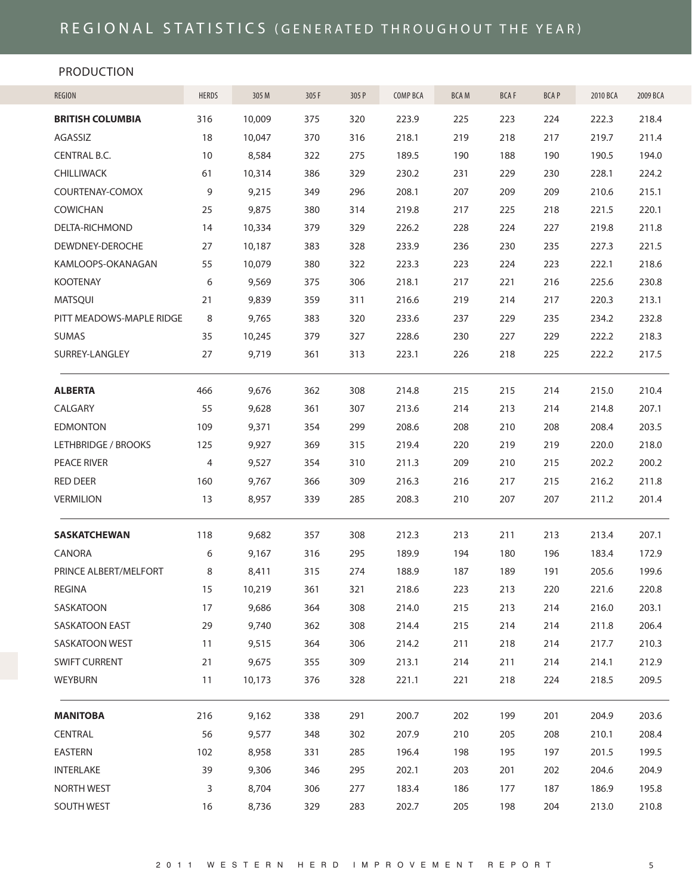# REGIONAL STATISTICS (GENERATED THROUGHOUT THE YEAR)

## PRODUCTION

| REGION | HERDS | 305 M | 305 F | 305 P | COMP BCA | BCA M | BCA F | BCA P | 2010 BCA | 2009 BCA |
|---|---|---|---|---|---|---|---|---|---|---|
| **BRITISH COLUMBIA** | 316 | 10,009 | 375 | 320 | 223.9 | 225 | 223 | 224 | 222.3 | 218.4 |
| AGASSIZ | 18 | 10,047 | 370 | 316 | 218.1 | 219 | 218 | 217 | 219.7 | 211.4 |
| CENTRAL B.C. | 10 | 8,584 | 322 | 275 | 189.5 | 190 | 188 | 190 | 190.5 | 194.0 |
| CHILLIWACK | 61 | 10,314 | 386 | 329 | 230.2 | 231 | 229 | 230 | 228.1 | 224.2 |
| COURTENAY-COMOX | 9 | 9,215 | 349 | 296 | 208.1 | 207 | 209 | 209 | 210.6 | 215.1 |
| COWICHAN | 25 | 9,875 | 380 | 314 | 219.8 | 217 | 225 | 218 | 221.5 | 220.1 |
| DELTA-RICHMOND | 14 | 10,334 | 379 | 329 | 226.2 | 228 | 224 | 227 | 219.8 | 211.8 |
| DEWDNEY-DEROCHE | 27 | 10,187 | 383 | 328 | 233.9 | 236 | 230 | 235 | 227.3 | 221.5 |
| KAMLOOPS-OKANAGAN | 55 | 10,079 | 380 | 322 | 223.3 | 223 | 224 | 223 | 222.1 | 218.6 |
| KOOTENAY | 6 | 9,569 | 375 | 306 | 218.1 | 217 | 221 | 216 | 225.6 | 230.8 |
| MATSQUI | 21 | 9,839 | 359 | 311 | 216.6 | 219 | 214 | 217 | 220.3 | 213.1 |
| PITT MEADOWS-MAPLE RIDGE | 8 | 9,765 | 383 | 320 | 233.6 | 237 | 229 | 235 | 234.2 | 232.8 |
| SUMAS | 35 | 10,245 | 379 | 327 | 228.6 | 230 | 227 | 229 | 222.2 | 218.3 |
| SURREY-LANGLEY | 27 | 9,719 | 361 | 313 | 223.1 | 226 | 218 | 225 | 222.2 | 217.5 |
| **ALBERTA** | 466 | 9,676 | 362 | 308 | 214.8 | 215 | 215 | 214 | 215.0 | 210.4 |
| CALGARY | 55 | 9,628 | 361 | 307 | 213.6 | 214 | 213 | 214 | 214.8 | 207.1 |
| EDMONTON | 109 | 9,371 | 354 | 299 | 208.6 | 208 | 210 | 208 | 208.4 | 203.5 |
| LETHBRIDGE / BROOKS | 125 | 9,927 | 369 | 315 | 219.4 | 220 | 219 | 219 | 220.0 | 218.0 |
| PEACE RIVER | 4 | 9,527 | 354 | 310 | 211.3 | 209 | 210 | 215 | 202.2 | 200.2 |
| RED DEER | 160 | 9,767 | 366 | 309 | 216.3 | 216 | 217 | 215 | 216.2 | 211.8 |
| VERMILION | 13 | 8,957 | 339 | 285 | 208.3 | 210 | 207 | 207 | 211.2 | 201.4 |
| **SASKATCHEWAN** | 118 | 9,682 | 357 | 308 | 212.3 | 213 | 211 | 213 | 213.4 | 207.1 |
| CANORA | 6 | 9,167 | 316 | 295 | 189.9 | 194 | 180 | 196 | 183.4 | 172.9 |
| PRINCE ALBERT/MELFORT | 8 | 8,411 | 315 | 274 | 188.9 | 187 | 189 | 191 | 205.6 | 199.6 |
| REGINA | 15 | 10,219 | 361 | 321 | 218.6 | 223 | 213 | 220 | 221.6 | 220.8 |
| SASKATOON | 17 | 9,686 | 364 | 308 | 214.0 | 215 | 213 | 214 | 216.0 | 203.1 |
| SASKATOON EAST | 29 | 9,740 | 362 | 308 | 214.4 | 215 | 214 | 214 | 211.8 | 206.4 |
| SASKATOON WEST | 11 | 9,515 | 364 | 306 | 214.2 | 211 | 218 | 214 | 217.7 | 210.3 |
| SWIFT CURRENT | 21 | 9,675 | 355 | 309 | 213.1 | 214 | 211 | 214 | 214.1 | 212.9 |
| WEYBURN | 11 | 10,173 | 376 | 328 | 221.1 | 221 | 218 | 224 | 218.5 | 209.5 |
| **MANITOBA** | 216 | 9,162 | 338 | 291 | 200.7 | 202 | 199 | 201 | 204.9 | 203.6 |
| CENTRAL | 56 | 9,577 | 348 | 302 | 207.9 | 210 | 205 | 208 | 210.1 | 208.4 |
| EASTERN | 102 | 8,958 | 331 | 285 | 196.4 | 198 | 195 | 197 | 201.5 | 199.5 |
| INTERLAKE | 39 | 9,306 | 346 | 295 | 202.1 | 203 | 201 | 202 | 204.6 | 204.9 |
| NORTH WEST | 3 | 8,704 | 306 | 277 | 183.4 | 186 | 177 | 187 | 186.9 | 195.8 |
| SOUTH WEST | 16 | 8,736 | 329 | 283 | 202.7 | 205 | 198 | 204 | 213.0 | 210.8 |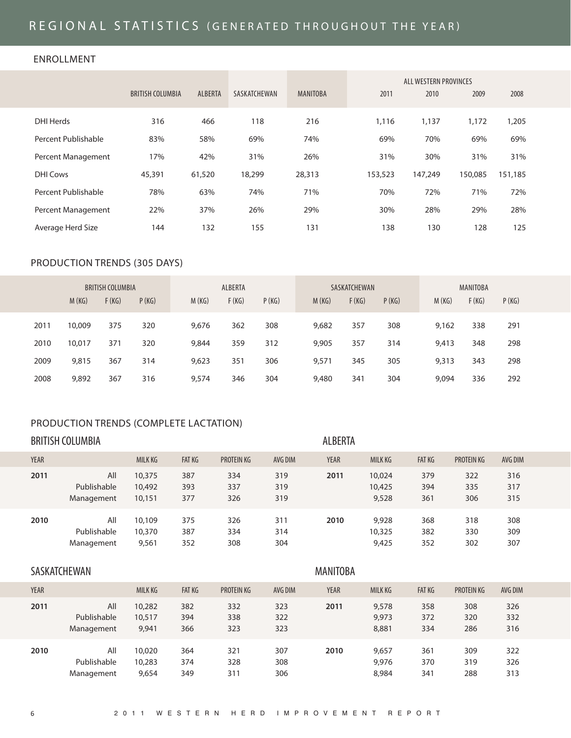# REGIONAL STATISTICS (GENERATED THROUGHOUT THE YEAR)

## ENROLLMENT

| | BRITISH COLUMBIA | ALBERTA | SASKATCHEWAN | MANITOBA | ALL WESTERN PROVINCES | | | |
|---|---|---|---|---|---|---|---|---|
| | | | | | 2011 | 2010 | 2009 | 2008 |
| DHI Herds | 316 | 466 | 118 | 216 | 1,116 | 1,137 | 1,172 | 1,205 |
| Percent Publishable | 83% | 58% | 69% | 74% | 69% | 70% | 69% | 69% |
| Percent Management | 17% | 42% | 31% | 26% | 31% | 30% | 31% | 31% |
| DHI Cows | 45,391 | 61,520 | 18,299 | 28,313 | 153,523 | 147,249 | 150,085 | 151,185 |
| Percent Publishable | 78% | 63% | 74% | 71% | 70% | 72% | 71% | 72% |
| Percent Management | 22% | 37% | 26% | 29% | 30% | 28% | 29% | 28% |
| Average Herd Size | 144 | 132 | 155 | 131 | 138 | 130 | 128 | 125 |

## PRODUCTION TRENDS (305 DAYS)

| | BRITISH COLUMBIA | | | ALBERTA | | | SASKATCHEWAN | | | MANITOBA | | |
|---|---|---|---|---|---|---|---|---|---|---|---|---|
| | M (KG) | F (KG) | P (KG) | M (KG) | F (KG) | P (KG) | M (KG) | F (KG) | P (KG) | M (KG) | F (KG) | P (KG) |
| 2011 | 10,009 | 375 | 320 | 9,676 | 362 | 308 | 9,682 | 357 | 308 | 9,162 | 338 | 291 |
| 2010 | 10,017 | 371 | 320 | 9,844 | 359 | 312 | 9,905 | 357 | 314 | 9,413 | 348 | 298 |
| 2009 | 9,815 | 367 | 314 | 9,623 | 351 | 306 | 9,571 | 345 | 305 | 9,313 | 343 | 298 |
| 2008 | 9,892 | 367 | 316 | 9,574 | 346 | 304 | 9,480 | 341 | 304 | 9,094 | 336 | 292 |

## PRODUCTION TRENDS (COMPLETE LACTATION)

### BRITISH COLUMBIA

| YEAR | | MILK KG | FAT KG | PROTEIN KG | AVG DIM |
|---|---|---|---|---|---|
| **2011** | All | 10,375 | 387 | 334 | 319 |
| | Publishable | 10,492 | 393 | 337 | 319 |
| | Management | 10,151 | 377 | 326 | 319 |
| **2010** | All | 10,109 | 375 | 326 | 311 |
| | Publishable | 10,370 | 387 | 334 | 314 |
| | Management | 9,561 | 352 | 308 | 304 |

### ALBERTA

| YEAR | MILK KG | FAT KG | PROTEIN KG | AVG DIM |
|---|---|---|---|---|
| **2011** | 10,024 | 379 | 322 | 316 |
| | 10,425 | 394 | 335 | 317 |
| | 9,528 | 361 | 306 | 315 |
| **2010** | 9,928 | 368 | 318 | 308 |
| | 10,325 | 382 | 330 | 309 |
| | 9,425 | 352 | 302 | 307 |

### SASKATCHEWAN

| YEAR | | MILK KG | FAT KG | PROTEIN KG | AVG DIM |
|---|---|---|---|---|---|
| **2011** | All | 10,282 | 382 | 332 | 323 |
| | Publishable | 10,517 | 394 | 338 | 322 |
| | Management | 9,941 | 366 | 323 | 323 |
| **2010** | All | 10,020 | 364 | 321 | 307 |
| | Publishable | 10,283 | 374 | 328 | 308 |
| | Management | 9,654 | 349 | 311 | 306 |

### MANITOBA

| YEAR | MILK KG | FAT KG | PROTEIN KG | AVG DIM |
|---|---|---|---|---|
| **2011** | 9,578 | 358 | 308 | 326 |
| | 9,973 | 372 | 320 | 332 |
| | 8,881 | 334 | 286 | 316 |
| **2010** | 9,657 | 361 | 309 | 322 |
| | 9,976 | 370 | 319 | 326 |
| | 8,984 | 341 | 288 | 313 |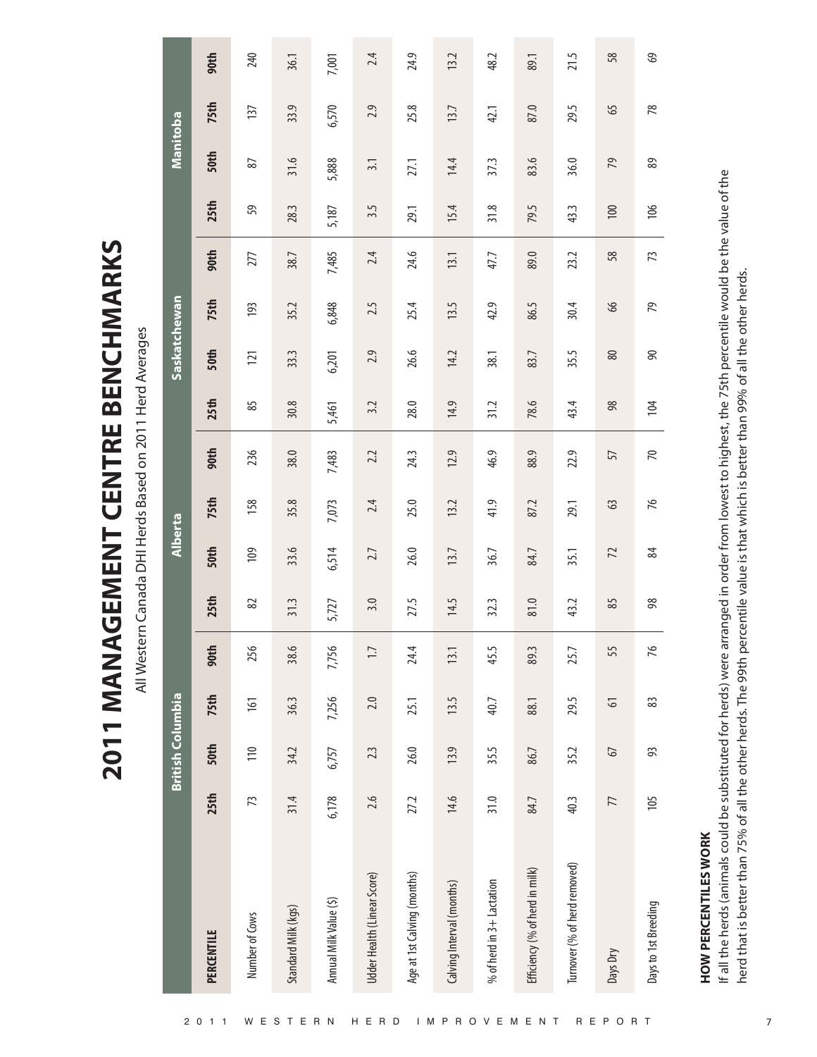# 2011 MANAGEMENT CENTRE BENCHMARKS

All Western Canada DHI Herds Based on 2011 Herd Averages

| | British Columbia | | | | Alberta | | | | Saskatchewan | | | | Manitoba | | | |
|---|---|---|---|---|---|---|---|---|---|---|---|---|---|---|---|---|
| **PERCENTILE** | **25th** | **50th** | **75th** | **90th** | **25th** | **50th** | **75th** | **90th** | **25th** | **50th** | **75th** | **90th** | **25th** | **50th** | **75th** | **90th** |
| Number of Cows | 73 | 110 | 161 | 256 | 82 | 109 | 158 | 236 | 85 | 121 | 193 | 277 | 59 | 87 | 137 | 240 |
| Standard Milk (kgs) | 31.4 | 34.2 | 36.3 | 38.6 | 31.3 | 33.6 | 35.8 | 38.0 | 30.8 | 33.3 | 35.2 | 38.7 | 28.3 | 31.6 | 33.9 | 36.1 |
| Annual Milk Value ($) | 6,178 | 6,757 | 7,256 | 7,756 | 5,727 | 6,514 | 7,073 | 7,483 | 5,461 | 6,201 | 6,848 | 7,485 | 5,187 | 5,888 | 6,570 | 7,001 |
| Udder Health (Linear Score) | 2.6 | 2.3 | 2.0 | 1.7 | 3.0 | 2.7 | 2.4 | 2.2 | 3.2 | 2.9 | 2.5 | 2.4 | 3.5 | 3.1 | 2.9 | 2.4 |
| Age at 1st Calving (months) | 27.2 | 26.0 | 25.1 | 24.4 | 27.5 | 26.0 | 25.0 | 24.3 | 28.0 | 26.6 | 25.4 | 24.6 | 29.1 | 27.1 | 25.8 | 24.9 |
| Calving Interval (months) | 14.6 | 13.9 | 13.5 | 13.1 | 14.5 | 13.7 | 13.2 | 12.9 | 14.9 | 14.2 | 13.5 | 13.1 | 15.4 | 14.4 | 13.7 | 13.2 |
| % of herd in 3+ Lactation | 31.0 | 35.5 | 40.7 | 45.5 | 32.3 | 36.7 | 41.9 | 46.9 | 31.2 | 38.1 | 42.9 | 47.7 | 31.8 | 37.3 | 42.1 | 48.2 |
| Efficiency (% of herd in milk) | 84.7 | 86.7 | 88.1 | 89.3 | 81.0 | 84.7 | 87.2 | 88.9 | 78.6 | 83.7 | 86.5 | 89.0 | 79.5 | 83.6 | 87.0 | 89.1 |
| Turnover (% of herd removed) | 40.3 | 35.2 | 29.5 | 25.7 | 43.2 | 35.1 | 29.1 | 22.9 | 43.4 | 35.5 | 30.4 | 23.2 | 43.3 | 36.0 | 29.5 | 21.5 |
| Days Dry | 77 | 67 | 61 | 55 | 85 | 72 | 63 | 57 | 98 | 80 | 66 | 58 | 100 | 79 | 65 | 58 |
| Days to 1st Breeding | 105 | 93 | 83 | 76 | 98 | 84 | 76 | 70 | 104 | 90 | 79 | 73 | 106 | 89 | 78 | 69 |

**HOW PERCENTILES WORK**

If all the herds (animals could be substituted for herds) were arranged in order from lowest to highest, the 75th percentile would be the value of the herd that is better than 75% of all the other herds. The 99th percentile value is that which is better than 99% of all the other herds.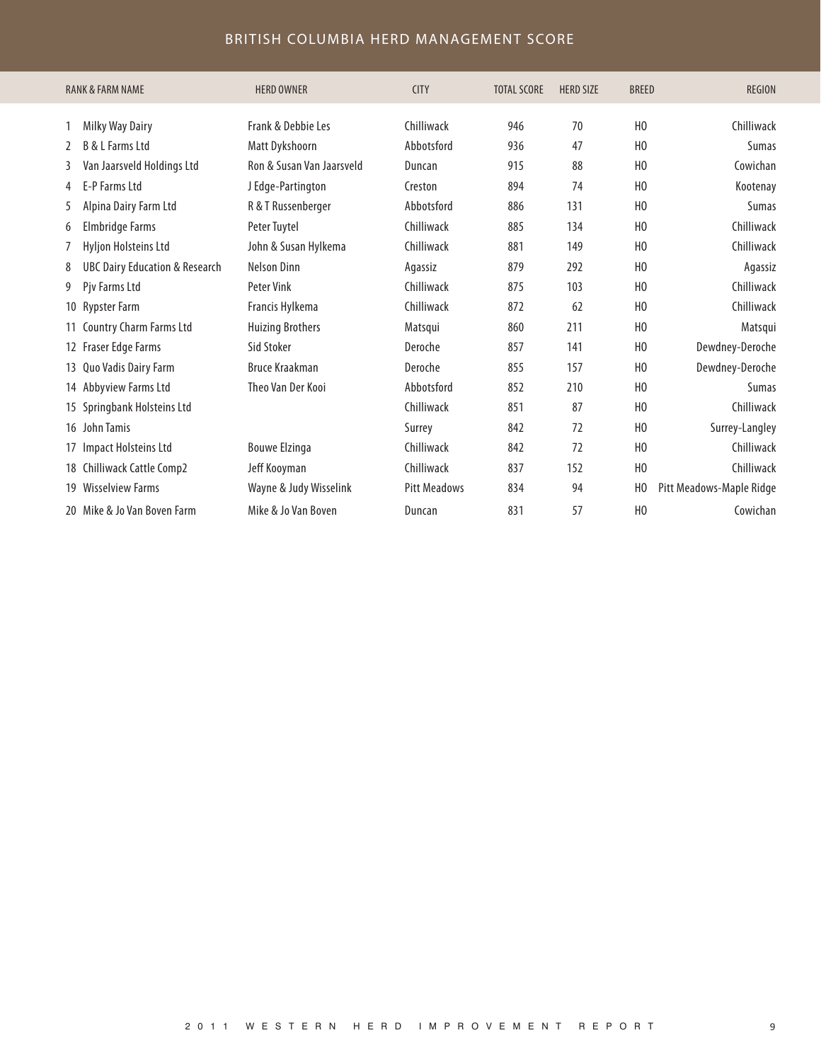# BRITISH COLUMBIA HERD MANAGEMENT SCORE

| RANK & FARM NAME | HERD OWNER | CITY | TOTAL SCORE | HERD SIZE | BREED | REGION |
|---|---|---|---|---|---|---|
| 1 Milky Way Dairy | Frank & Debbie Les | Chilliwack | 946 | 70 | HO | Chilliwack |
| 2 B & L Farms Ltd | Matt Dykshoorn | Abbotsford | 936 | 47 | HO | Sumas |
| 3 Van Jaarsveld Holdings Ltd | Ron & Susan Van Jaarsveld | Duncan | 915 | 88 | HO | Cowichan |
| 4 E-P Farms Ltd | J Edge-Partington | Creston | 894 | 74 | HO | Kootenay |
| 5 Alpina Dairy Farm Ltd | R & T Russenberger | Abbotsford | 886 | 131 | HO | Sumas |
| 6 Elmbridge Farms | Peter Tuytel | Chilliwack | 885 | 134 | HO | Chilliwack |
| 7 Hyljon Holsteins Ltd | John & Susan Hylkema | Chilliwack | 881 | 149 | HO | Chilliwack |
| 8 UBC Dairy Education & Research | Nelson Dinn | Agassiz | 879 | 292 | HO | Agassiz |
| 9 Pjv Farms Ltd | Peter Vink | Chilliwack | 875 | 103 | HO | Chilliwack |
| 10 Rypster Farm | Francis Hylkema | Chilliwack | 872 | 62 | HO | Chilliwack |
| 11 Country Charm Farms Ltd | Huizing Brothers | Matsqui | 860 | 211 | HO | Matsqui |
| 12 Fraser Edge Farms | Sid Stoker | Deroche | 857 | 141 | HO | Dewdney-Deroche |
| 13 Quo Vadis Dairy Farm | Bruce Kraakman | Deroche | 855 | 157 | HO | Dewdney-Deroche |
| 14 Abbyview Farms Ltd | Theo Van Der Kooi | Abbotsford | 852 | 210 | HO | Sumas |
| 15 Springbank Holsteins Ltd | | Chilliwack | 851 | 87 | HO | Chilliwack |
| 16 John Tamis | | Surrey | 842 | 72 | HO | Surrey-Langley |
| 17 Impact Holsteins Ltd | Bouwe Elzinga | Chilliwack | 842 | 72 | HO | Chilliwack |
| 18 Chilliwack Cattle Comp2 | Jeff Kooyman | Chilliwack | 837 | 152 | HO | Chilliwack |
| 19 Wisselview Farms | Wayne & Judy Wisselink | Pitt Meadows | 834 | 94 | HO | Pitt Meadows-Maple Ridge |
| 20 Mike & Jo Van Boven Farm | Mike & Jo Van Boven | Duncan | 831 | 57 | HO | Cowichan |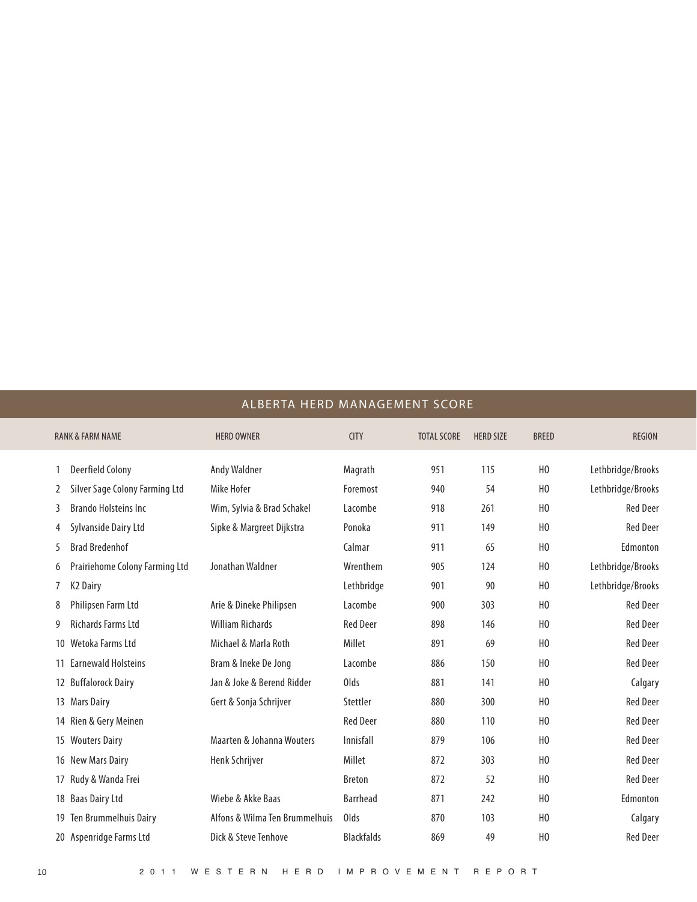## ALBERTA HERD MANAGEMENT SCORE

| RANK & FARM NAME | HERD OWNER | CITY | TOTAL SCORE | HERD SIZE | BREED | REGION |
|---|---|---|---|---|---|---|
| 1 Deerfield Colony | Andy Waldner | Magrath | 951 | 115 | HO | Lethbridge/Brooks |
| 2 Silver Sage Colony Farming Ltd | Mike Hofer | Foremost | 940 | 54 | HO | Lethbridge/Brooks |
| 3 Brando Holsteins Inc | Wim, Sylvia & Brad Schakel | Lacombe | 918 | 261 | HO | Red Deer |
| 4 Sylvanside Dairy Ltd | Sipke & Margreet Dijkstra | Ponoka | 911 | 149 | HO | Red Deer |
| 5 Brad Bredenhof | | Calmar | 911 | 65 | HO | Edmonton |
| 6 Prairiehome Colony Farming Ltd | Jonathan Waldner | Wrenthem | 905 | 124 | HO | Lethbridge/Brooks |
| 7 K2 Dairy | | Lethbridge | 901 | 90 | HO | Lethbridge/Brooks |
| 8 Philipsen Farm Ltd | Arie & Dineke Philipsen | Lacombe | 900 | 303 | HO | Red Deer |
| 9 Richards Farms Ltd | William Richards | Red Deer | 898 | 146 | HO | Red Deer |
| 10 Wetoka Farms Ltd | Michael & Marla Roth | Millet | 891 | 69 | HO | Red Deer |
| 11 Earnewald Holsteins | Bram & Ineke De Jong | Lacombe | 886 | 150 | HO | Red Deer |
| 12 Buffalorock Dairy | Jan & Joke & Berend Ridder | Olds | 881 | 141 | HO | Calgary |
| 13 Mars Dairy | Gert & Sonja Schrijver | Stettler | 880 | 300 | HO | Red Deer |
| 14 Rien & Gery Meinen | | Red Deer | 880 | 110 | HO | Red Deer |
| 15 Wouters Dairy | Maarten & Johanna Wouters | Innisfall | 879 | 106 | HO | Red Deer |
| 16 New Mars Dairy | Henk Schrijver | Millet | 872 | 303 | HO | Red Deer |
| 17 Rudy & Wanda Frei | | Breton | 872 | 52 | HO | Red Deer |
| 18 Baas Dairy Ltd | Wiebe & Akke Baas | Barrhead | 871 | 242 | HO | Edmonton |
| 19 Ten Brummelhuis Dairy | Alfons & Wilma Ten Brummelhuis | Olds | 870 | 103 | HO | Calgary |
| 20 Aspenridge Farms Ltd | Dick & Steve Tenhove | Blackfalds | 869 | 49 | HO | Red Deer |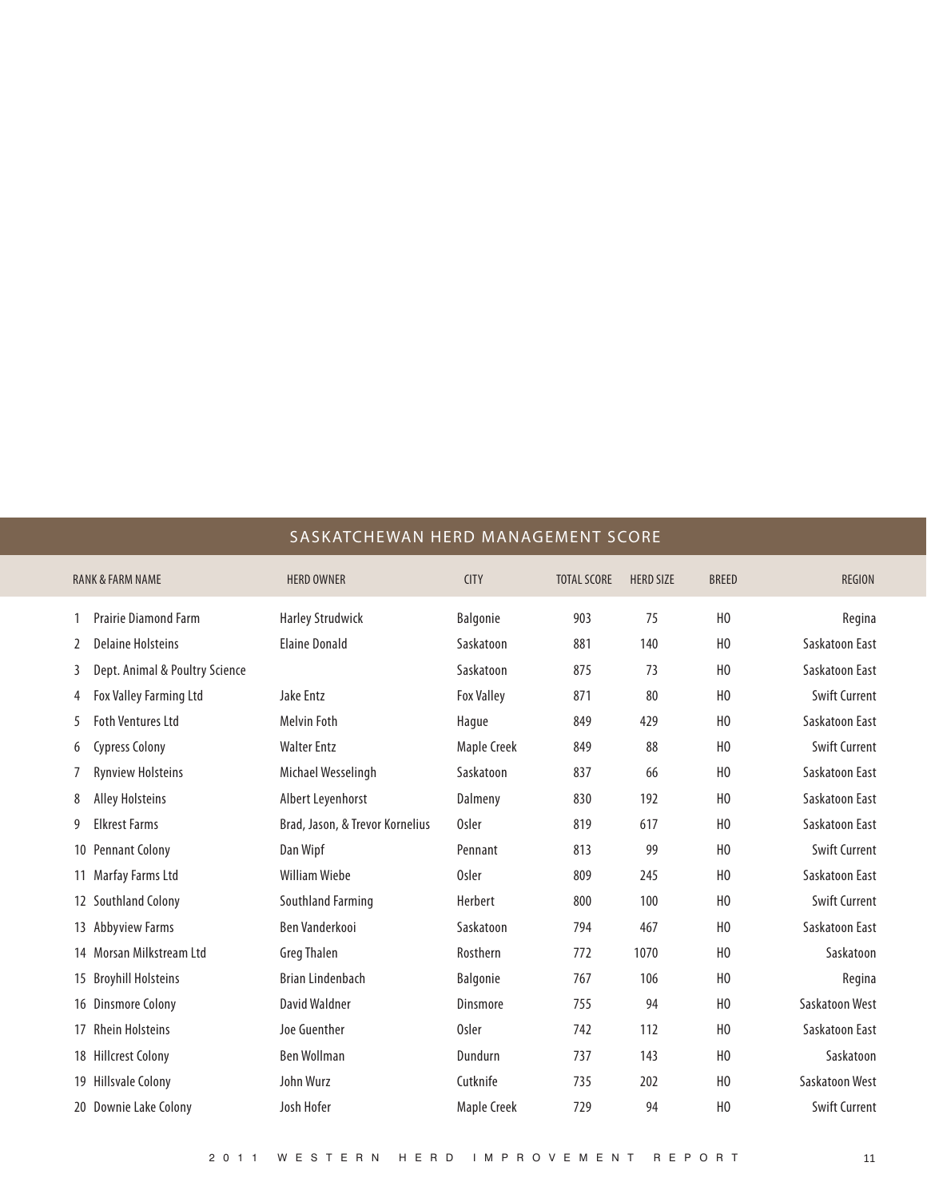## SASKATCHEWAN HERD MANAGEMENT SCORE

| RANK & FARM NAME | HERD OWNER | CITY | TOTAL SCORE | HERD SIZE | BREED | REGION |
|---|---|---|---|---|---|---|
| 1 Prairie Diamond Farm | Harley Strudwick | Balgonie | 903 | 75 | HO | Regina |
| 2 Delaine Holsteins | Elaine Donald | Saskatoon | 881 | 140 | HO | Saskatoon East |
| 3 Dept. Animal & Poultry Science | | Saskatoon | 875 | 73 | HO | Saskatoon East |
| 4 Fox Valley Farming Ltd | Jake Entz | Fox Valley | 871 | 80 | HO | Swift Current |
| 5 Foth Ventures Ltd | Melvin Foth | Hague | 849 | 429 | HO | Saskatoon East |
| 6 Cypress Colony | Walter Entz | Maple Creek | 849 | 88 | HO | Swift Current |
| 7 Rynview Holsteins | Michael Wesselingh | Saskatoon | 837 | 66 | HO | Saskatoon East |
| 8 Alley Holsteins | Albert Leyenhorst | Dalmeny | 830 | 192 | HO | Saskatoon East |
| 9 Elkrest Farms | Brad, Jason, & Trevor Kornelius | Osler | 819 | 617 | HO | Saskatoon East |
| 10 Pennant Colony | Dan Wipf | Pennant | 813 | 99 | HO | Swift Current |
| 11 Marfay Farms Ltd | William Wiebe | Osler | 809 | 245 | HO | Saskatoon East |
| 12 Southland Colony | Southland Farming | Herbert | 800 | 100 | HO | Swift Current |
| 13 Abbyview Farms | Ben Vanderkooi | Saskatoon | 794 | 467 | HO | Saskatoon East |
| 14 Morsan Milkstream Ltd | Greg Thalen | Rosthern | 772 | 1070 | HO | Saskatoon |
| 15 Broyhill Holsteins | Brian Lindenbach | Balgonie | 767 | 106 | HO | Regina |
| 16 Dinsmore Colony | David Waldner | Dinsmore | 755 | 94 | HO | Saskatoon West |
| 17 Rhein Holsteins | Joe Guenther | Osler | 742 | 112 | HO | Saskatoon East |
| 18 Hillcrest Colony | Ben Wollman | Dundurn | 737 | 143 | HO | Saskatoon |
| 19 Hillsvale Colony | John Wurz | Cutknife | 735 | 202 | HO | Saskatoon West |
| 20 Downie Lake Colony | Josh Hofer | Maple Creek | 729 | 94 | HO | Swift Current |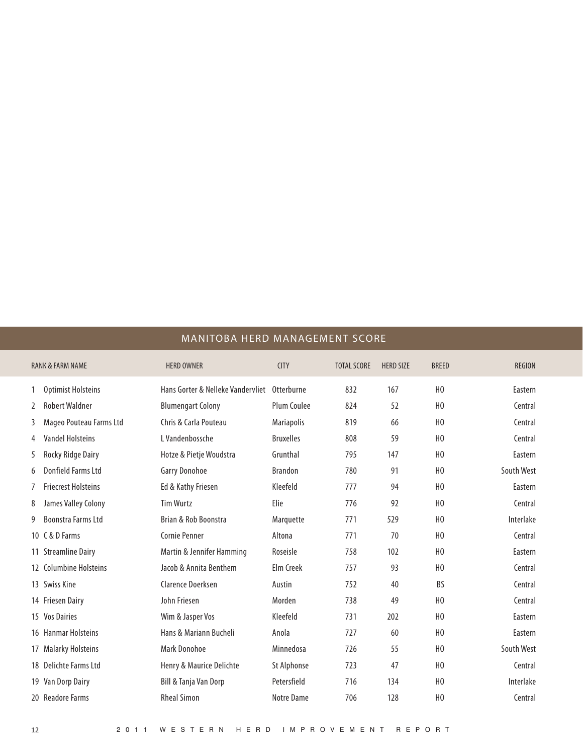## MANITOBA HERD MANAGEMENT SCORE

| RANK & FARM NAME | HERD OWNER | CITY | TOTAL SCORE | HERD SIZE | BREED | REGION |
|---|---|---|---|---|---|---|
| 1 Optimist Holsteins | Hans Gorter & Nelleke Vandervliet | Otterburne | 832 | 167 | HO | Eastern |
| 2 Robert Waldner | Blumengart Colony | Plum Coulee | 824 | 52 | HO | Central |
| 3 Mageo Pouteau Farms Ltd | Chris & Carla Pouteau | Mariapolis | 819 | 66 | HO | Central |
| 4 Vandel Holsteins | L Vandenbossche | Bruxelles | 808 | 59 | HO | Central |
| 5 Rocky Ridge Dairy | Hotze & Pietje Woudstra | Grunthal | 795 | 147 | HO | Eastern |
| 6 Donfield Farms Ltd | Garry Donohoe | Brandon | 780 | 91 | HO | South West |
| 7 Friecrest Holsteins | Ed & Kathy Friesen | Kleefeld | 777 | 94 | HO | Eastern |
| 8 James Valley Colony | Tim Wurtz | Elie | 776 | 92 | HO | Central |
| 9 Boonstra Farms Ltd | Brian & Rob Boonstra | Marquette | 771 | 529 | HO | Interlake |
| 10 C & D Farms | Cornie Penner | Altona | 771 | 70 | HO | Central |
| 11 Streamline Dairy | Martin & Jennifer Hamming | Roseisle | 758 | 102 | HO | Eastern |
| 12 Columbine Holsteins | Jacob & Annita Benthem | Elm Creek | 757 | 93 | HO | Central |
| 13 Swiss Kine | Clarence Doerksen | Austin | 752 | 40 | BS | Central |
| 14 Friesen Dairy | John Friesen | Morden | 738 | 49 | HO | Central |
| 15 Vos Dairies | Wim & Jasper Vos | Kleefeld | 731 | 202 | HO | Eastern |
| 16 Hanmar Holsteins | Hans & Mariann Bucheli | Anola | 727 | 60 | HO | Eastern |
| 17 Malarky Holsteins | Mark Donohoe | Minnedosa | 726 | 55 | HO | South West |
| 18 Delichte Farms Ltd | Henry & Maurice Delichte | St Alphonse | 723 | 47 | HO | Central |
| 19 Van Dorp Dairy | Bill & Tanja Van Dorp | Petersfield | 716 | 134 | HO | Interlake |
| 20 Readore Farms | Rheal Simon | Notre Dame | 706 | 128 | HO | Central |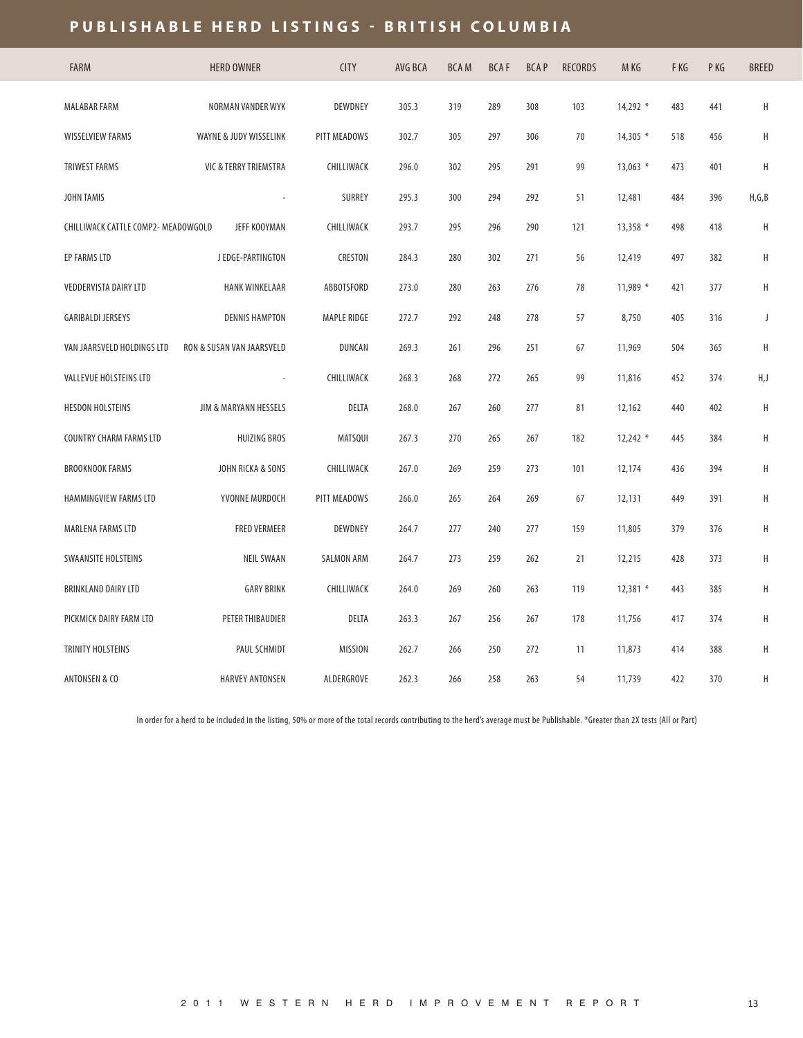# PUBLISHABLE HERD LISTINGS - BRITISH COLUMBIA

| FARM | HERD OWNER | CITY | AVG BCA | BCA M | BCA F | BCA P | RECORDS | M KG | F KG | P KG | BREED |
|---|---|---|---|---|---|---|---|---|---|---|---|
| MALABAR FARM | NORMAN VANDER WYK | DEWDNEY | 305.3 | 319 | 289 | 308 | 103 | 14,292 * | 483 | 441 | H |
| WISSELVIEW FARMS | WAYNE & JUDY WISSELINK | PITT MEADOWS | 302.7 | 305 | 297 | 306 | 70 | 14,305 * | 518 | 456 | H |
| TRIWEST FARMS | VIC & TERRY TRIEMSTRA | CHILLIWACK | 296.0 | 302 | 295 | 291 | 99 | 13,063 * | 473 | 401 | H |
| JOHN TAMIS | - | SURREY | 295.3 | 300 | 294 | 292 | 51 | 12,481 | 484 | 396 | H,G,B |
| CHILLIWACK CATTLE COMP2- MEADOWGOLD | JEFF KOOYMAN | CHILLIWACK | 293.7 | 295 | 296 | 290 | 121 | 13,358 * | 498 | 418 | H |
| EP FARMS LTD | J EDGE-PARTINGTON | CRESTON | 284.3 | 280 | 302 | 271 | 56 | 12,419 | 497 | 382 | H |
| VEDDERVISTA DAIRY LTD | HANK WINKELAAR | ABBOTSFORD | 273.0 | 280 | 263 | 276 | 78 | 11,989 * | 421 | 377 | H |
| GARIBALDI JERSEYS | DENNIS HAMPTON | MAPLE RIDGE | 272.7 | 292 | 248 | 278 | 57 | 8,750 | 405 | 316 | J |
| VAN JAARSVELD HOLDINGS LTD | RON & SUSAN VAN JAARSVELD | DUNCAN | 269.3 | 261 | 296 | 251 | 67 | 11,969 | 504 | 365 | H |
| VALLEVUE HOLSTEINS LTD | - | CHILLIWACK | 268.3 | 268 | 272 | 265 | 99 | 11,816 | 452 | 374 | H,J |
| HESDON HOLSTEINS | JIM & MARYANN HESSELS | DELTA | 268.0 | 267 | 260 | 277 | 81 | 12,162 | 440 | 402 | H |
| COUNTRY CHARM FARMS LTD | HUIZING BROS | MATSQUI | 267.3 | 270 | 265 | 267 | 182 | 12,242 * | 445 | 384 | H |
| BROOKNOOK FARMS | JOHN RICKA & SONS | CHILLIWACK | 267.0 | 269 | 259 | 273 | 101 | 12,174 | 436 | 394 | H |
| HAMMINGVIEW FARMS LTD | YVONNE MURDOCH | PITT MEADOWS | 266.0 | 265 | 264 | 269 | 67 | 12,131 | 449 | 391 | H |
| MARLENA FARMS LTD | FRED VERMEER | DEWDNEY | 264.7 | 277 | 240 | 277 | 159 | 11,805 | 379 | 376 | H |
| SWAANSITE HOLSTEINS | NEIL SWAAN | SALMON ARM | 264.7 | 273 | 259 | 262 | 21 | 12,215 | 428 | 373 | H |
| BRINKLAND DAIRY LTD | GARY BRINK | CHILLIWACK | 264.0 | 269 | 260 | 263 | 119 | 12,381 * | 443 | 385 | H |
| PICKMICK DAIRY FARM LTD | PETER THIBAUDIER | DELTA | 263.3 | 267 | 256 | 267 | 178 | 11,756 | 417 | 374 | H |
| TRINITY HOLSTEINS | PAUL SCHMIDT | MISSION | 262.7 | 266 | 250 | 272 | 11 | 11,873 | 414 | 388 | H |
| ANTONSEN & CO | HARVEY ANTONSEN | ALDERGROVE | 262.3 | 266 | 258 | 263 | 54 | 11,739 | 422 | 370 | H |

In order for a herd to be included in the listing, 50% or more of the total records contributing to the herd's average must be Publishable. *Greater than 2X tests (All or Part)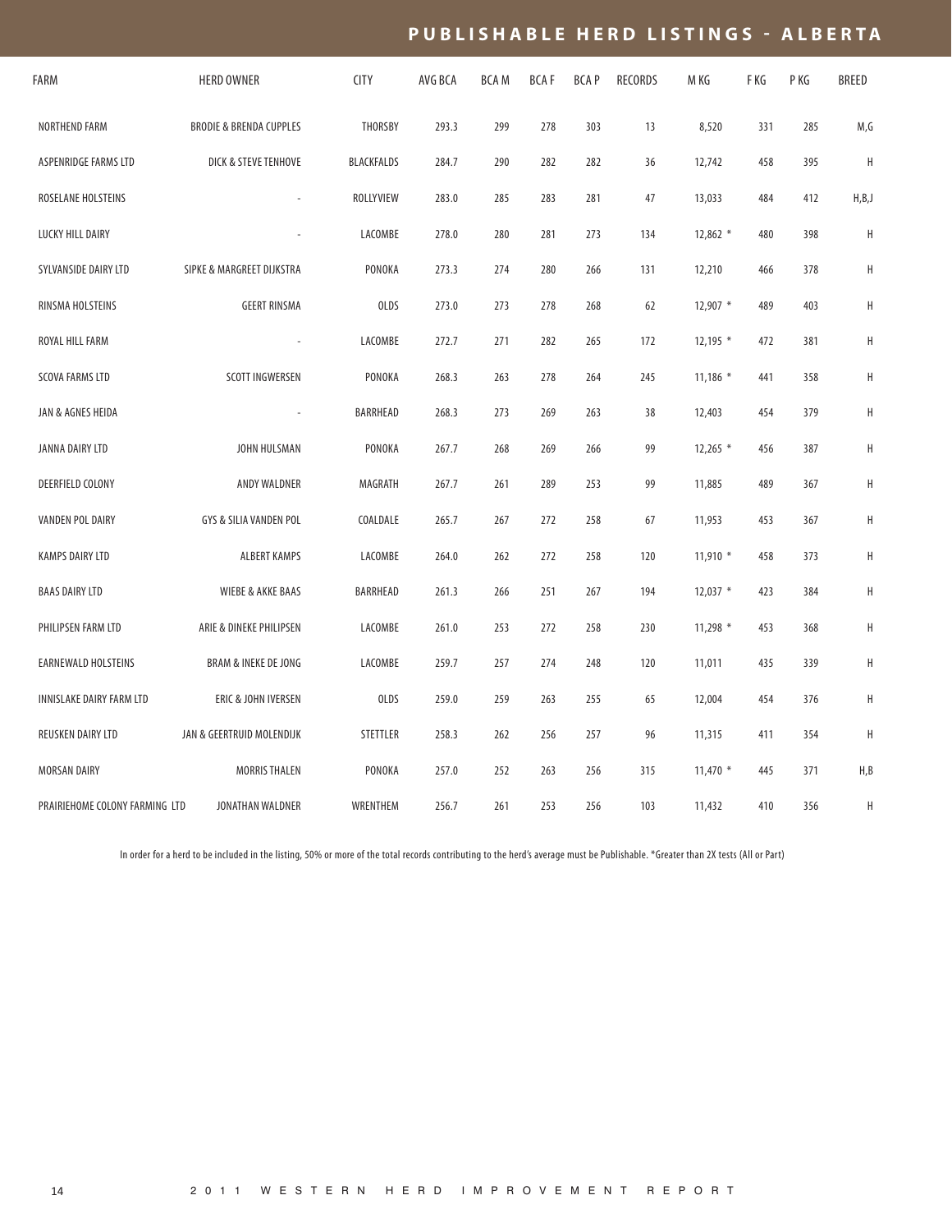# PUBLISHABLE HERD LISTINGS - ALBERTA

| FARM | HERD OWNER | CITY | AVG BCA | BCA M | BCA F | BCA P | RECORDS | M KG | F KG | P KG | BREED |
|---|---|---|---|---|---|---|---|---|---|---|---|
| NORTHEND FARM | BRODIE & BRENDA CUPPLES | THORSBY | 293.3 | 299 | 278 | 303 | 13 | 8,520 | 331 | 285 | M,G |
| ASPENRIDGE FARMS LTD | DICK & STEVE TENHOVE | BLACKFALDS | 284.7 | 290 | 282 | 282 | 36 | 12,742 | 458 | 395 | H |
| ROSELANE HOLSTEINS | - | ROLLYVIEW | 283.0 | 285 | 283 | 281 | 47 | 13,033 | 484 | 412 | H,B,J |
| LUCKY HILL DAIRY | - | LACOMBE | 278.0 | 280 | 281 | 273 | 134 | 12,862 * | 480 | 398 | H |
| SYLVANSIDE DAIRY LTD | SIPKE & MARGREET DIJKSTRA | PONOKA | 273.3 | 274 | 280 | 266 | 131 | 12,210 | 466 | 378 | H |
| RINSMA HOLSTEINS | GEERT RINSMA | OLDS | 273.0 | 273 | 278 | 268 | 62 | 12,907 * | 489 | 403 | H |
| ROYAL HILL FARM | - | LACOMBE | 272.7 | 271 | 282 | 265 | 172 | 12,195 * | 472 | 381 | H |
| SCOVA FARMS LTD | SCOTT INGWERSEN | PONOKA | 268.3 | 263 | 278 | 264 | 245 | 11,186 * | 441 | 358 | H |
| JAN & AGNES HEIDA | - | BARRHEAD | 268.3 | 273 | 269 | 263 | 38 | 12,403 | 454 | 379 | H |
| JANNA DAIRY LTD | JOHN HULSMAN | PONOKA | 267.7 | 268 | 269 | 266 | 99 | 12,265 * | 456 | 387 | H |
| DEERFIELD COLONY | ANDY WALDNER | MAGRATH | 267.7 | 261 | 289 | 253 | 99 | 11,885 | 489 | 367 | H |
| VANDEN POL DAIRY | GYS & SILIA VANDEN POL | COALDALE | 265.7 | 267 | 272 | 258 | 67 | 11,953 | 453 | 367 | H |
| KAMPS DAIRY LTD | ALBERT KAMPS | LACOMBE | 264.0 | 262 | 272 | 258 | 120 | 11,910 * | 458 | 373 | H |
| BAAS DAIRY LTD | WIEBE & AKKE BAAS | BARRHEAD | 261.3 | 266 | 251 | 267 | 194 | 12,037 * | 423 | 384 | H |
| PHILIPSEN FARM LTD | ARIE & DINEKE PHILIPSEN | LACOMBE | 261.0 | 253 | 272 | 258 | 230 | 11,298 * | 453 | 368 | H |
| EARNEWALD HOLSTEINS | BRAM & INEKE DE JONG | LACOMBE | 259.7 | 257 | 274 | 248 | 120 | 11,011 | 435 | 339 | H |
| INNISLAKE DAIRY FARM LTD | ERIC & JOHN IVERSEN | OLDS | 259.0 | 259 | 263 | 255 | 65 | 12,004 | 454 | 376 | H |
| REUSKEN DAIRY LTD | JAN & GEERTRUID MOLENDIJK | STETTLER | 258.3 | 262 | 256 | 257 | 96 | 11,315 | 411 | 354 | H |
| MORSAN DAIRY | MORRIS THALEN | PONOKA | 257.0 | 252 | 263 | 256 | 315 | 11,470 * | 445 | 371 | H,B |
| PRAIRIEHOME COLONY FARMING LTD | JONATHAN WALDNER | WRENTHEM | 256.7 | 261 | 253 | 256 | 103 | 11,432 | 410 | 356 | H |

In order for a herd to be included in the listing, 50% or more of the total records contributing to the herd's average must be Publishable. *Greater than 2X tests (All or Part)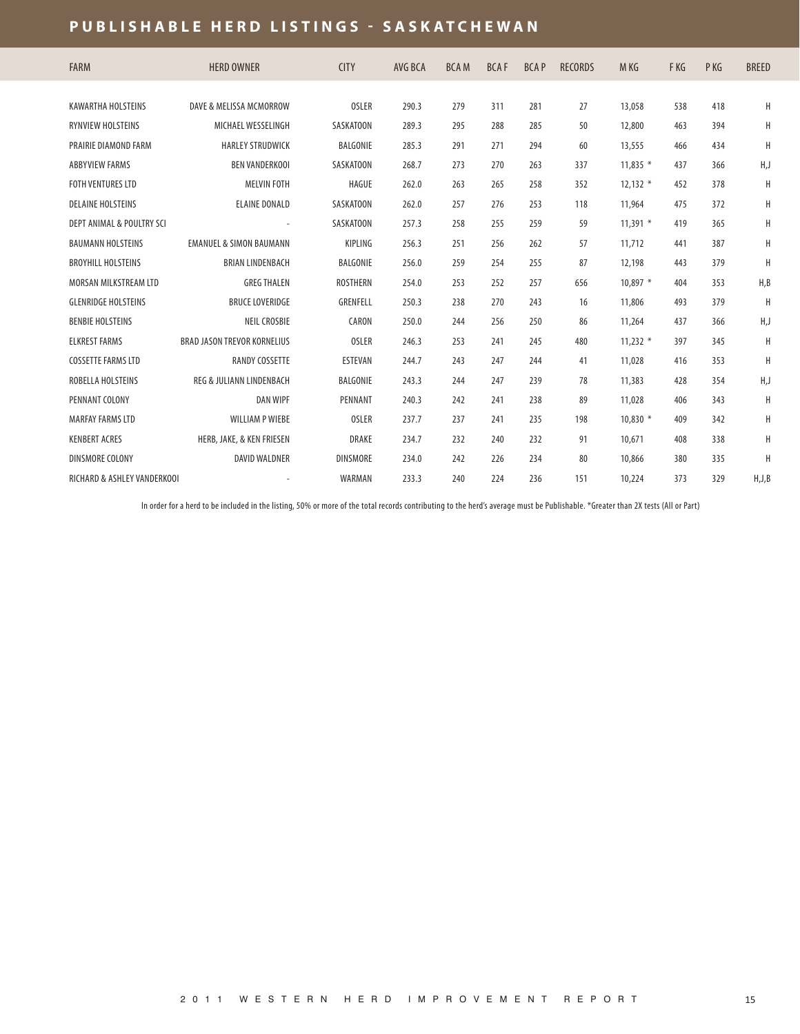# PUBLISHABLE HERD LISTINGS - SASKATCHEWAN

| FARM | HERD OWNER | CITY | AVG BCA | BCA M | BCA F | BCA P | RECORDS | M KG | F KG | P KG | BREED |
|---|---|---|---|---|---|---|---|---|---|---|---|
| KAWARTHA HOLSTEINS | DAVE & MELISSA MCMORROW | OSLER | 290.3 | 279 | 311 | 281 | 27 | 13,058 | 538 | 418 | H |
| RYNVIEW HOLSTEINS | MICHAEL WESSELINGH | SASKATOON | 289.3 | 295 | 288 | 285 | 50 | 12,800 | 463 | 394 | H |
| PRAIRIE DIAMOND FARM | HARLEY STRUDWICK | BALGONIE | 285.3 | 291 | 271 | 294 | 60 | 13,555 | 466 | 434 | H |
| ABBYVIEW FARMS | BEN VANDERKOOI | SASKATOON | 268.7 | 273 | 270 | 263 | 337 | 11,835 * | 437 | 366 | H,J |
| FOTH VENTURES LTD | MELVIN FOTH | HAGUE | 262.0 | 263 | 265 | 258 | 352 | 12,132 * | 452 | 378 | H |
| DELAINE HOLSTEINS | ELAINE DONALD | SASKATOON | 262.0 | 257 | 276 | 253 | 118 | 11,964 | 475 | 372 | H |
| DEPT ANIMAL & POULTRY SCI | - | SASKATOON | 257.3 | 258 | 255 | 259 | 59 | 11,391 * | 419 | 365 | H |
| BAUMANN HOLSTEINS | EMANUEL & SIMON BAUMANN | KIPLING | 256.3 | 251 | 256 | 262 | 57 | 11,712 | 441 | 387 | H |
| BROYHILL HOLSTEINS | BRIAN LINDENBACH | BALGONIE | 256.0 | 259 | 254 | 255 | 87 | 12,198 | 443 | 379 | H |
| MORSAN MILKSTREAM LTD | GREG THALEN | ROSTHERN | 254.0 | 253 | 252 | 257 | 656 | 10,897 * | 404 | 353 | H,B |
| GLENRIDGE HOLSTEINS | BRUCE LOVERIDGE | GRENFELL | 250.3 | 238 | 270 | 243 | 16 | 11,806 | 493 | 379 | H |
| BENBIE HOLSTEINS | NEIL CROSBIE | CARON | 250.0 | 244 | 256 | 250 | 86 | 11,264 | 437 | 366 | H,J |
| ELKREST FARMS | BRAD JASON TREVOR KORNELIUS | OSLER | 246.3 | 253 | 241 | 245 | 480 | 11,232 * | 397 | 345 | H |
| COSSETTE FARMS LTD | RANDY COSSETTE | ESTEVAN | 244.7 | 243 | 247 | 244 | 41 | 11,028 | 416 | 353 | H |
| ROBELLA HOLSTEINS | REG & JULIANN LINDENBACH | BALGONIE | 243.3 | 244 | 247 | 239 | 78 | 11,383 | 428 | 354 | H,J |
| PENNANT COLONY | DAN WIPF | PENNANT | 240.3 | 242 | 241 | 238 | 89 | 11,028 | 406 | 343 | H |
| MARFAY FARMS LTD | WILLIAM P WIEBE | OSLER | 237.7 | 237 | 241 | 235 | 198 | 10,830 * | 409 | 342 | H |
| KENBERT ACRES | HERB, JAKE, & KEN FRIESEN | DRAKE | 234.7 | 232 | 240 | 232 | 91 | 10,671 | 408 | 338 | H |
| DINSMORE COLONY | DAVID WALDNER | DINSMORE | 234.0 | 242 | 226 | 234 | 80 | 10,866 | 380 | 335 | H |
| RICHARD & ASHLEY VANDERKOOI | - | WARMAN | 233.3 | 240 | 224 | 236 | 151 | 10,224 | 373 | 329 | H,J,B |

In order for a herd to be included in the listing, 50% or more of the total records contributing to the herd's average must be Publishable. *Greater than 2X tests (All or Part)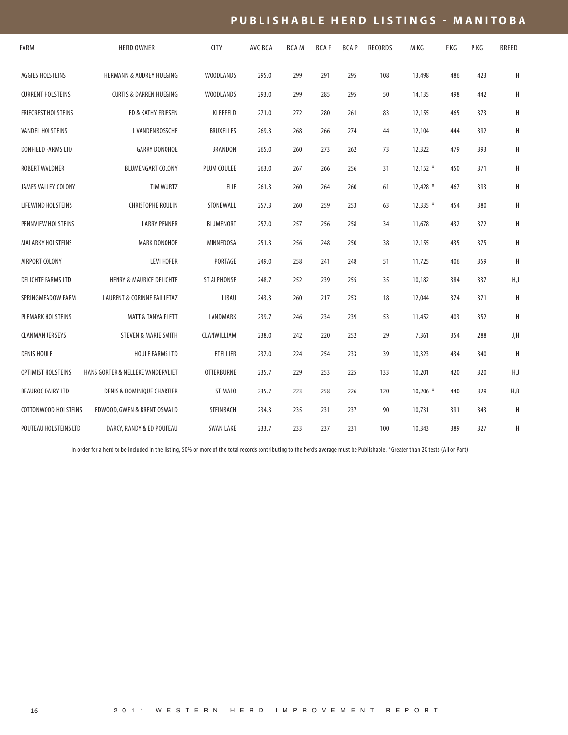# PUBLISHABLE HERD LISTINGS - MANITOBA

| FARM | HERD OWNER | CITY | AVG BCA | BCA M | BCA F | BCA P | RECORDS | M KG | F KG | P KG | BREED |
|---|---|---|---|---|---|---|---|---|---|---|---|
| AGGIES HOLSTEINS | HERMANN & AUDREY HUEGING | WOODLANDS | 295.0 | 299 | 291 | 295 | 108 | 13,498 | 486 | 423 | H |
| CURRENT HOLSTEINS | CURTIS & DARREN HUEGING | WOODLANDS | 293.0 | 299 | 285 | 295 | 50 | 14,135 | 498 | 442 | H |
| FRIECREST HOLSTEINS | ED & KATHY FRIESEN | KLEEFELD | 271.0 | 272 | 280 | 261 | 83 | 12,155 | 465 | 373 | H |
| VANDEL HOLSTEINS | L VANDENBOSSCHE | BRUXELLES | 269.3 | 268 | 266 | 274 | 44 | 12,104 | 444 | 392 | H |
| DONFIELD FARMS LTD | GARRY DONOHOE | BRANDON | 265.0 | 260 | 273 | 262 | 73 | 12,322 | 479 | 393 | H |
| ROBERT WALDNER | BLUMENGART COLONY | PLUM COULEE | 263.0 | 267 | 266 | 256 | 31 | 12,152 * | 450 | 371 | H |
| JAMES VALLEY COLONY | TIM WURTZ | ELIE | 261.3 | 260 | 264 | 260 | 61 | 12,428 * | 467 | 393 | H |
| LIFEWIND HOLSTEINS | CHRISTOPHE ROULIN | STONEWALL | 257.3 | 260 | 259 | 253 | 63 | 12,335 * | 454 | 380 | H |
| PENNVIEW HOLSTEINS | LARRY PENNER | BLUMENORT | 257.0 | 257 | 256 | 258 | 34 | 11,678 | 432 | 372 | H |
| MALARKY HOLSTEINS | MARK DONOHOE | MINNEDOSA | 251.3 | 256 | 248 | 250 | 38 | 12,155 | 435 | 375 | H |
| AIRPORT COLONY | LEVI HOFER | PORTAGE | 249.0 | 258 | 241 | 248 | 51 | 11,725 | 406 | 359 | H |
| DELICHTE FARMS LTD | HENRY & MAURICE DELICHTE | ST ALPHONSE | 248.7 | 252 | 239 | 255 | 35 | 10,182 | 384 | 337 | H,J |
| SPRINGMEADOW FARM | LAURENT & CORINNE FAILLETAZ | LIBAU | 243.3 | 260 | 217 | 253 | 18 | 12,044 | 374 | 371 | H |
| PLEMARK HOLSTEINS | MATT & TANYA PLETT | LANDMARK | 239.7 | 246 | 234 | 239 | 53 | 11,452 | 403 | 352 | H |
| CLANMAN JERSEYS | STEVEN & MARIE SMITH | CLANWILLIAM | 238.0 | 242 | 220 | 252 | 29 | 7,361 | 354 | 288 | J,H |
| DENIS HOULE | HOULE FARMS LTD | LETELLIER | 237.0 | 224 | 254 | 233 | 39 | 10,323 | 434 | 340 | H |
| OPTIMIST HOLSTEINS | HANS GORTER & NELLEKE VANDERVLIET | OTTERBURNE | 235.7 | 229 | 253 | 225 | 133 | 10,201 | 420 | 320 | H,J |
| BEAUROC DAIRY LTD | DENIS & DOMINIQUE CHARTIER | ST MALO | 235.7 | 223 | 258 | 226 | 120 | 10,206 * | 440 | 329 | H,B |
| COTTONWOOD HOLSTEINS | EDWOOD, GWEN & BRENT OSWALD | STEINBACH | 234.3 | 235 | 231 | 237 | 90 | 10,731 | 391 | 343 | H |
| POUTEAU HOLSTEINS LTD | DARCY, RANDY & ED POUTEAU | SWAN LAKE | 233.7 | 233 | 237 | 231 | 100 | 10,343 | 389 | 327 | H |

In order for a herd to be included in the listing, 50% or more of the total records contributing to the herd's average must be Publishable. *Greater than 2X tests (All or Part)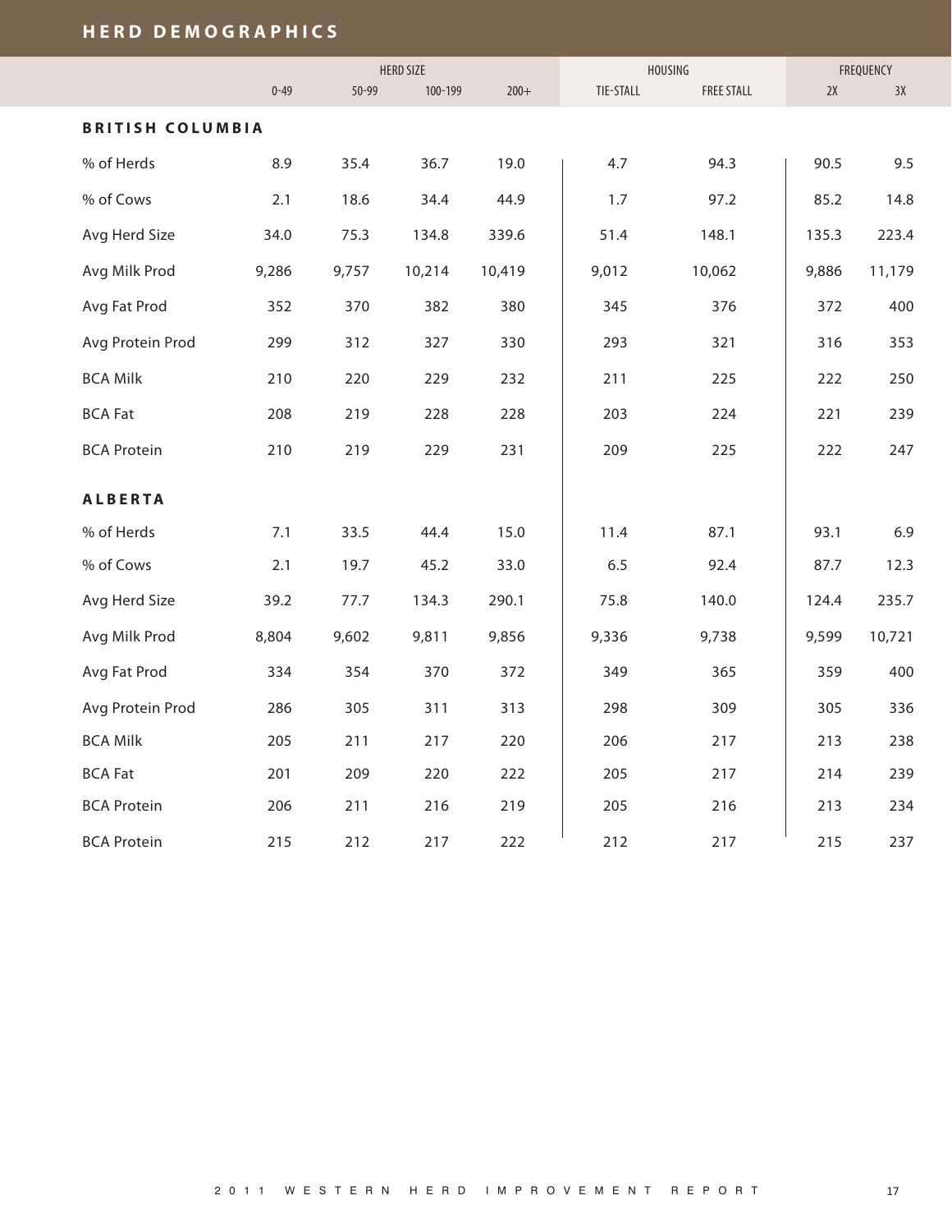## HERD DEMOGRAPHICS

| | HERD SIZE | | | | HOUSING | | FREQUENCY | |
|---|---|---|---|---|---|---|---|---|
| | 0-49 | 50-99 | 100-199 | 200+ | TIE-STALL | FREE STALL | 2X | 3X |
| **BRITISH COLUMBIA** | | | | | | | | |
| % of Herds | 8.9 | 35.4 | 36.7 | 19.0 | 4.7 | 94.3 | 90.5 | 9.5 |
| % of Cows | 2.1 | 18.6 | 34.4 | 44.9 | 1.7 | 97.2 | 85.2 | 14.8 |
| Avg Herd Size | 34.0 | 75.3 | 134.8 | 339.6 | 51.4 | 148.1 | 135.3 | 223.4 |
| Avg Milk Prod | 9,286 | 9,757 | 10,214 | 10,419 | 9,012 | 10,062 | 9,886 | 11,179 |
| Avg Fat Prod | 352 | 370 | 382 | 380 | 345 | 376 | 372 | 400 |
| Avg Protein Prod | 299 | 312 | 327 | 330 | 293 | 321 | 316 | 353 |
| BCA Milk | 210 | 220 | 229 | 232 | 211 | 225 | 222 | 250 |
| BCA Fat | 208 | 219 | 228 | 228 | 203 | 224 | 221 | 239 |
| BCA Protein | 210 | 219 | 229 | 231 | 209 | 225 | 222 | 247 |
| **ALBERTA** | | | | | | | | |
| % of Herds | 7.1 | 33.5 | 44.4 | 15.0 | 11.4 | 87.1 | 93.1 | 6.9 |
| % of Cows | 2.1 | 19.7 | 45.2 | 33.0 | 6.5 | 92.4 | 87.7 | 12.3 |
| Avg Herd Size | 39.2 | 77.7 | 134.3 | 290.1 | 75.8 | 140.0 | 124.4 | 235.7 |
| Avg Milk Prod | 8,804 | 9,602 | 9,811 | 9,856 | 9,336 | 9,738 | 9,599 | 10,721 |
| Avg Fat Prod | 334 | 354 | 370 | 372 | 349 | 365 | 359 | 400 |
| Avg Protein Prod | 286 | 305 | 311 | 313 | 298 | 309 | 305 | 336 |
| BCA Milk | 205 | 211 | 217 | 220 | 206 | 217 | 213 | 238 |
| BCA Fat | 201 | 209 | 220 | 222 | 205 | 217 | 214 | 239 |
| BCA Protein | 206 | 211 | 216 | 219 | 205 | 216 | 213 | 234 |
| BCA Protein | 215 | 212 | 217 | 222 | 212 | 217 | 215 | 237 |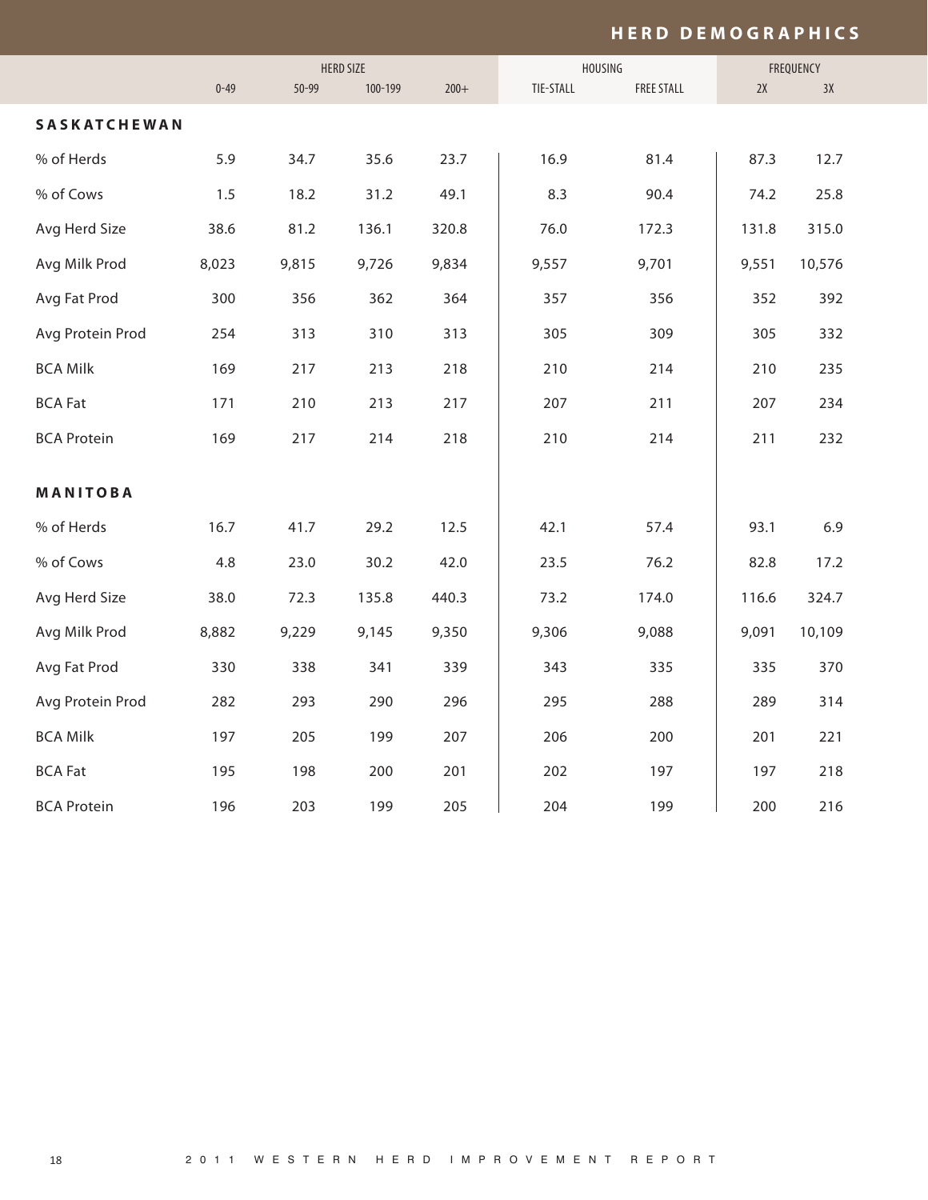# HERD DEMOGRAPHICS

| | HERD SIZE | | | | HOUSING | | FREQUENCY | |
|---|---|---|---|---|---|---|---|---|
| | 0-49 | 50-99 | 100-199 | 200+ | TIE-STALL | FREE STALL | 2X | 3X |
| **SASKATCHEWAN** | | | | | | | | |
| % of Herds | 5.9 | 34.7 | 35.6 | 23.7 | 16.9 | 81.4 | 87.3 | 12.7 |
| % of Cows | 1.5 | 18.2 | 31.2 | 49.1 | 8.3 | 90.4 | 74.2 | 25.8 |
| Avg Herd Size | 38.6 | 81.2 | 136.1 | 320.8 | 76.0 | 172.3 | 131.8 | 315.0 |
| Avg Milk Prod | 8,023 | 9,815 | 9,726 | 9,834 | 9,557 | 9,701 | 9,551 | 10,576 |
| Avg Fat Prod | 300 | 356 | 362 | 364 | 357 | 356 | 352 | 392 |
| Avg Protein Prod | 254 | 313 | 310 | 313 | 305 | 309 | 305 | 332 |
| BCA Milk | 169 | 217 | 213 | 218 | 210 | 214 | 210 | 235 |
| BCA Fat | 171 | 210 | 213 | 217 | 207 | 211 | 207 | 234 |
| BCA Protein | 169 | 217 | 214 | 218 | 210 | 214 | 211 | 232 |
| **MANITOBA** | | | | | | | | |
| % of Herds | 16.7 | 41.7 | 29.2 | 12.5 | 42.1 | 57.4 | 93.1 | 6.9 |
| % of Cows | 4.8 | 23.0 | 30.2 | 42.0 | 23.5 | 76.2 | 82.8 | 17.2 |
| Avg Herd Size | 38.0 | 72.3 | 135.8 | 440.3 | 73.2 | 174.0 | 116.6 | 324.7 |
| Avg Milk Prod | 8,882 | 9,229 | 9,145 | 9,350 | 9,306 | 9,088 | 9,091 | 10,109 |
| Avg Fat Prod | 330 | 338 | 341 | 339 | 343 | 335 | 335 | 370 |
| Avg Protein Prod | 282 | 293 | 290 | 296 | 295 | 288 | 289 | 314 |
| BCA Milk | 197 | 205 | 199 | 207 | 206 | 200 | 201 | 221 |
| BCA Fat | 195 | 198 | 200 | 201 | 202 | 197 | 197 | 218 |
| BCA Protein | 196 | 203 | 199 | 205 | 204 | 199 | 200 | 216 |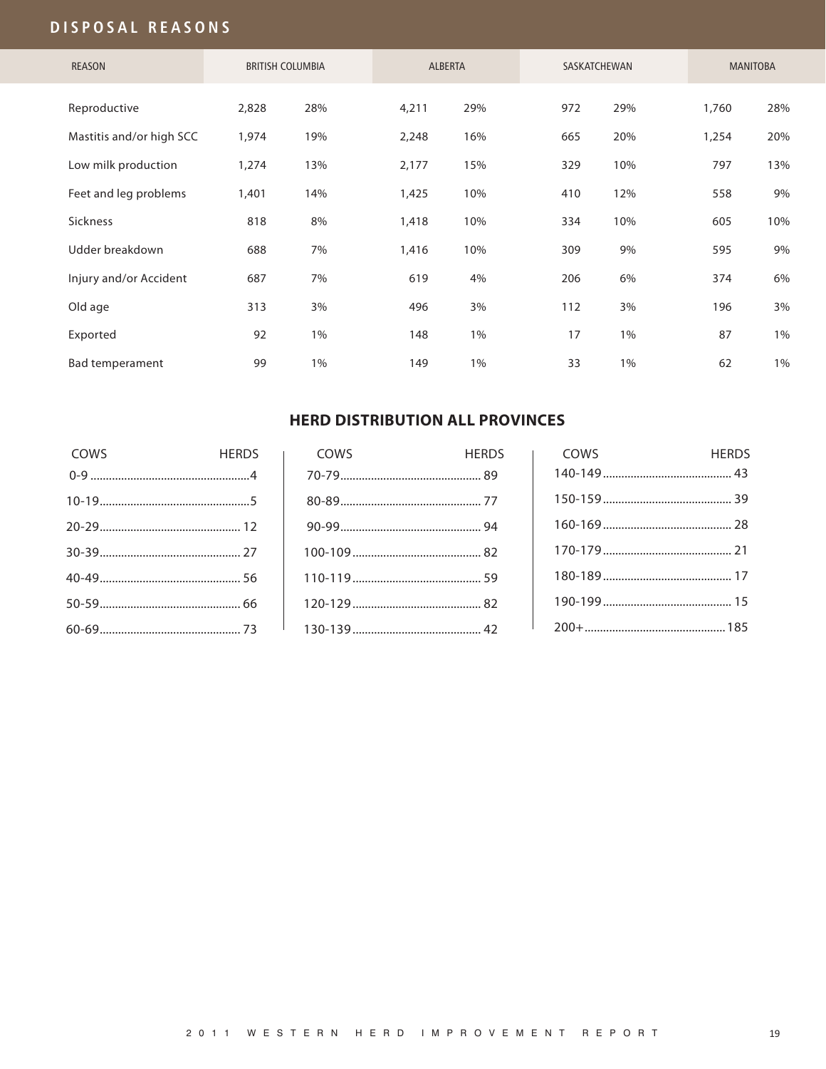## DISPOSAL REASONS

| REASON | BRITISH COLUMBIA | | ALBERTA | | SASKATCHEWAN | | MANITOBA | |
|---|---|---|---|---|---|---|---|---|
| Reproductive | 2,828 | 28% | 4,211 | 29% | 972 | 29% | 1,760 | 28% |
| Mastitis and/or high SCC | 1,974 | 19% | 2,248 | 16% | 665 | 20% | 1,254 | 20% |
| Low milk production | 1,274 | 13% | 2,177 | 15% | 329 | 10% | 797 | 13% |
| Feet and leg problems | 1,401 | 14% | 1,425 | 10% | 410 | 12% | 558 | 9% |
| Sickness | 818 | 8% | 1,418 | 10% | 334 | 10% | 605 | 10% |
| Udder breakdown | 688 | 7% | 1,416 | 10% | 309 | 9% | 595 | 9% |
| Injury and/or Accident | 687 | 7% | 619 | 4% | 206 | 6% | 374 | 6% |
| Old age | 313 | 3% | 496 | 3% | 112 | 3% | 196 | 3% |
| Exported | 92 | 1% | 148 | 1% | 17 | 1% | 87 | 1% |
| Bad temperament | 99 | 1% | 149 | 1% | 33 | 1% | 62 | 1% |

### HERD DISTRIBUTION ALL PROVINCES

| COWS | HERDS |
|---|---|
| 0-9 | 4 |
| 10-19 | 5 |
| 20-29 | 12 |
| 30-39 | 27 |
| 40-49 | 56 |
| 50-59 | 66 |
| 60-69 | 73 |
| 70-79 | 89 |
| 80-89 | 77 |
| 90-99 | 94 |
| 100-109 | 82 |
| 110-119 | 59 |
| 120-129 | 82 |
| 130-139 | 42 |
| 140-149 | 43 |
| 150-159 | 39 |
| 160-169 | 28 |
| 170-179 | 21 |
| 180-189 | 17 |
| 190-199 | 15 |
| 200+ | 185 |